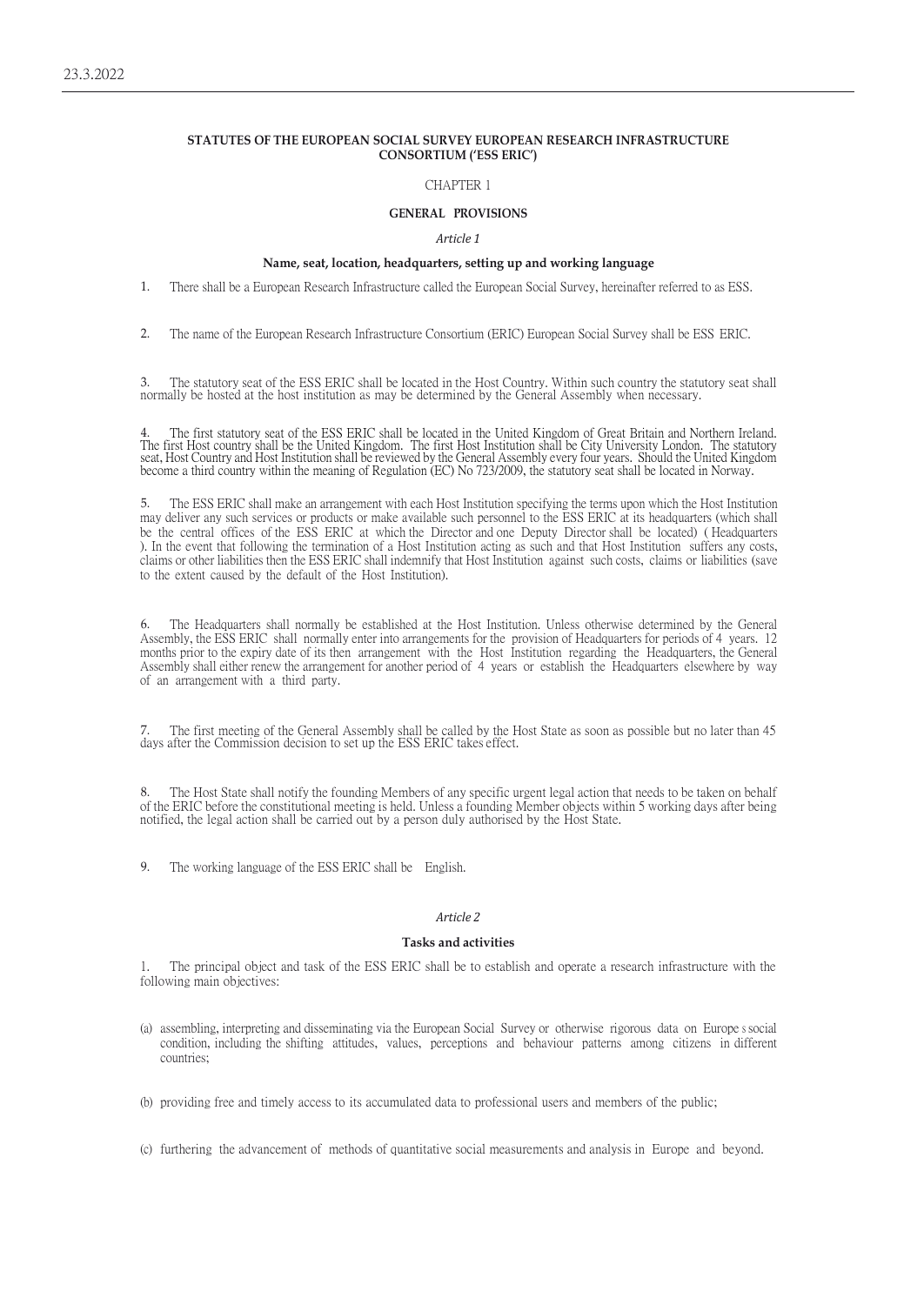23.3.2022

# STATUTES OF THE EUROPEAN SOCIAL SURVEY EUROPEAN RESEARCH INFRASTRUCTURE CONSORTIUM ('ESS ERIC')

CHAPTER 1

## GENERAL PROVISIONS

*Article 1*

### Name, seat, location, headquarters, setting up and working language

1. There shall be a European Research Infrastructure called the European Social Survey, hereinafter referred to as ESS.

2. The name of the European Research Infrastructure Consortium (ERIC) European Social Survey shall be ESS ERIC.

3. The statutory seat of the ESS ERIC shall be located in the Host Country. Within such country the statutory seat shall normally be hosted at the host institution as may be determined by the General Assembly when necessary.

4. The first statutory seat of the ESS ERIC shall be located in the United Kingdom of Great Britain and Northern Ireland. The first Host country shall be the United Kingdom. The first Host Institution shall be City University London. The statutory seat, Host Country and Host Institution shall be reviewed by the General Assembly every four years. Should the United Kingdom become a third country within the meaning of Regulation (EC) No 723/2009, the statutory seat shall be located in Norway.

5. The ESS ERIC shall make an arrangement with each Host Institution specifying the terms upon which the Host Institution may deliver any such services or products or make available such personnel to the ESS ERIC at its headquarters (which shall be the central offices of the ESS ERIC at which the Director and one Deputy Director shall be located) ( Headquarters ). In the event that following the termination of a Host Institution acting as such and that Host Institution suffers any costs, claims or other liabilities then the ESS ERIC shall indemnify that Host Institution against such costs, claims or liabilities (save to the extent caused by the default of the Host Institution).

6. The Headquarters shall normally be established at the Host Institution. Unless otherwise determined by the General Assembly, the ESS ERIC shall normally enter into arrangements for the provision of Headquarters for periods of 4 years. 12 months prior to the expiry date of its then arrangement with the Host Institution regarding the Headquarters, the General Assembly shall either renew the arrangement for another period of 4 years or establish the Headquarters elsewhere by way of an arrangement with a third party.

7. The first meeting of the General Assembly shall be called by the Host State as soon as possible but no later than 45 days after the Commission decision to set up the ESS ERIC takes effect.

8. The Host State shall notify the founding Members of any specific urgent legal action that needs to be taken on behalf of the ERIC before the constitutional meeting is held. Unless a founding Member objects within 5 working days after being notified, the legal action shall be carried out by a person duly authorised by the Host State.

9. The working language of the ESS ERIC shall be English.

*Article 2*

### Tasks and activities

1. The principal object and task of the ESS ERIC shall be to establish and operate a research infrastructure with the following main objectives:

(a) assembling, interpreting and disseminating via the European Social Survey or otherwise rigorous data on Europe s social condition, including the shifting attitudes, values, perceptions and behaviour patterns among citizens in different countries;

(b) providing free and timely access to its accumulated data to professional users and members of the public;

(c) furthering the advancement of methods of quantitative social measurements and analysis in Europe and beyond.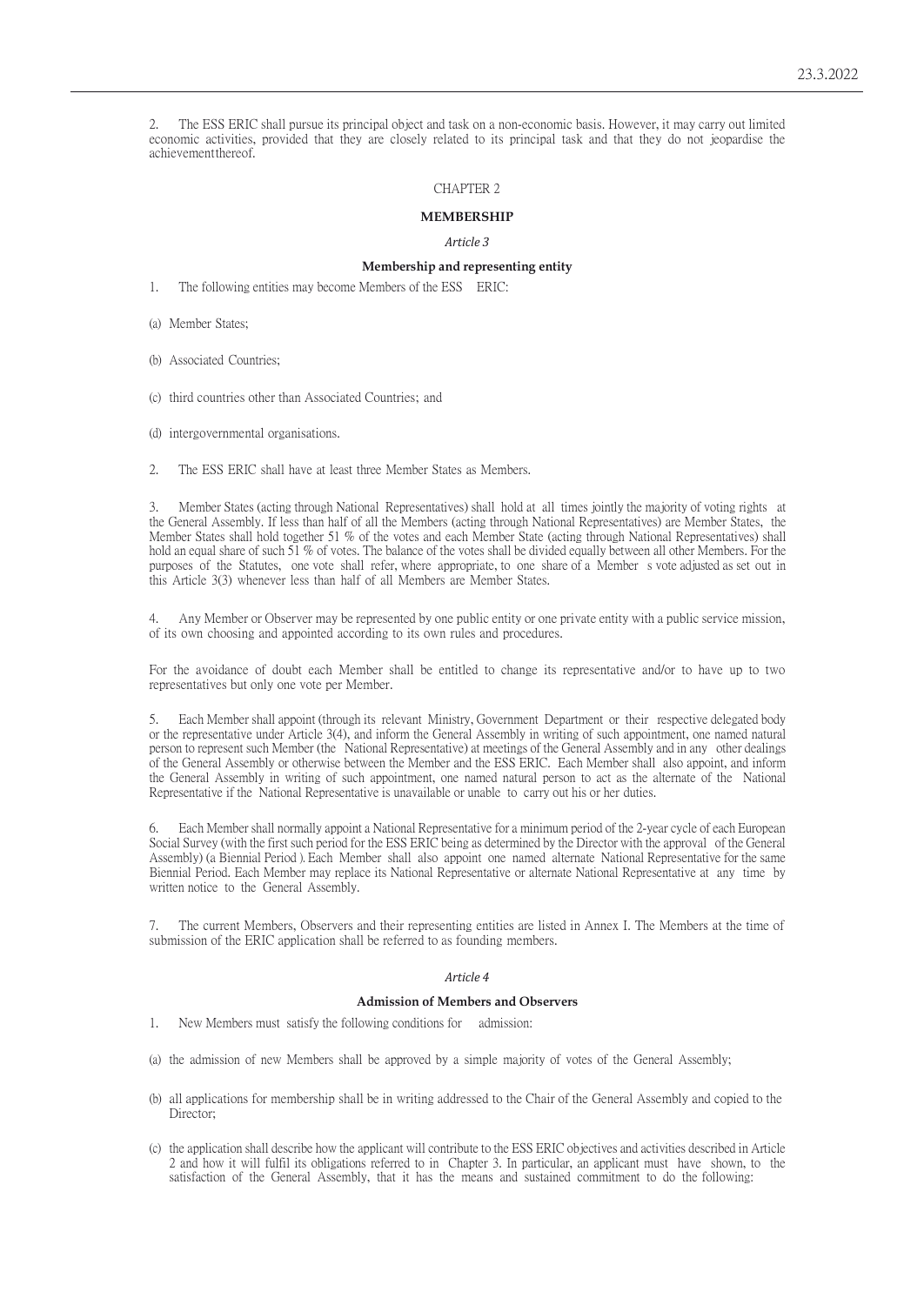2. The ESS ERIC shall pursue its principal object and task on a non-economic basis. However, it may carry out limited economic activities, provided that they are closely related to its principal task and that they do not jeopardise the achievement thereof.

CHAPTER 2

**MEMBERSHIP**

*Article 3*

**Membership and representing entity**

1. The following entities may become Members of the ESS ERIC:

(a) Member States;

(b) Associated Countries;

(c) third countries other than Associated Countries; and

(d) intergovernmental organisations.

2. The ESS ERIC shall have at least three Member States as Members.

3. Member States (acting through National Representatives) shall hold at all times jointly the majority of voting rights at the General Assembly. If less than half of all the Members (acting through National Representatives) are Member States, the Member States shall hold together 51 % of the votes and each Member State (acting through National Representatives) shall hold an equal share of such 51 % of votes. The balance of the votes shall be divided equally between all other Members. For the purposes of the Statutes, one vote shall refer, where appropriate, to one share of a Member s vote adjusted as set out in this Article 3(3) whenever less than half of all Members are Member States.

4. Any Member or Observer may be represented by one public entity or one private entity with a public service mission, of its own choosing and appointed according to its own rules and procedures.

For the avoidance of doubt each Member shall be entitled to change its representative and/or to have up to two representatives but only one vote per Member.

5. Each Member shall appoint (through its relevant Ministry, Government Department or their respective delegated body or the representative under Article 3(4), and inform the General Assembly in writing of such appointment, one named natural person to represent such Member (the National Representative) at meetings of the General Assembly and in any other dealings of the General Assembly or otherwise between the Member and the ESS ERIC. Each Member shall also appoint, and inform the General Assembly in writing of such appointment, one named natural person to act as the alternate of the National Representative if the National Representative is unavailable or unable to carry out his or her duties.

6. Each Member shall normally appoint a National Representative for a minimum period of the 2-year cycle of each European Social Survey (with the first such period for the ESS ERIC being as determined by the Director with the approval of the General Assembly) (a Biennial Period ). Each Member shall also appoint one named alternate National Representative for the same Biennial Period. Each Member may replace its National Representative or alternate National Representative at any time by written notice to the General Assembly.

7. The current Members, Observers and their representing entities are listed in Annex I. The Members at the time of submission of the ERIC application shall be referred to as founding members.

*Article 4*

**Admission of Members and Observers**

1. New Members must satisfy the following conditions for admission:

(a) the admission of new Members shall be approved by a simple majority of votes of the General Assembly;

(b) all applications for membership shall be in writing addressed to the Chair of the General Assembly and copied to the Director;

(c) the application shall describe how the applicant will contribute to the ESS ERIC objectives and activities described in Article 2 and how it will fulfil its obligations referred to in Chapter 3. In particular, an applicant must have shown, to the satisfaction of the General Assembly, that it has the means and sustained commitment to do the following: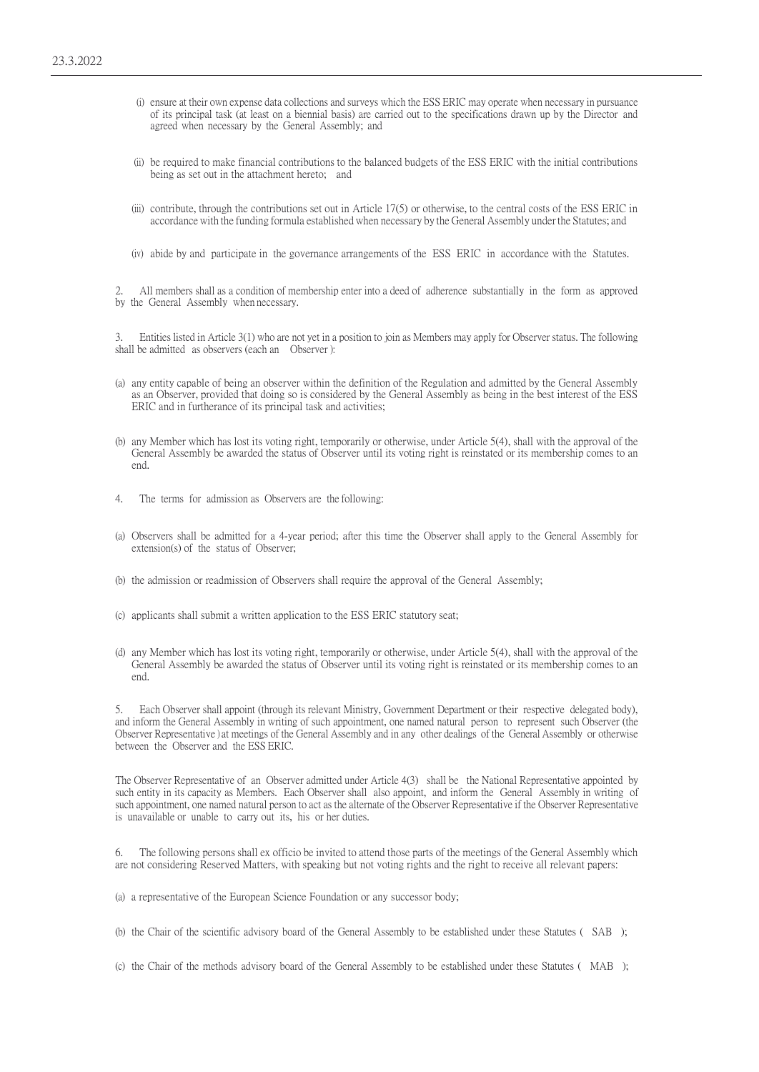(i) ensure at their own expense data collections and surveys which the ESS ERIC may operate when necessary in pursuance of its principal task (at least on a biennial basis) are carried out to the specifications drawn up by the Director and agreed when necessary by the General Assembly; and

(ii) be required to make financial contributions to the balanced budgets of the ESS ERIC with the initial contributions being as set out in the attachment hereto; and

(iii) contribute, through the contributions set out in Article 17(5) or otherwise, to the central costs of the ESS ERIC in accordance with the funding formula established when necessary by the General Assembly under the Statutes; and

(iv) abide by and participate in the governance arrangements of the ESS ERIC in accordance with the Statutes.

2. All members shall as a condition of membership enter into a deed of adherence substantially in the form as approved by the General Assembly when necessary.

3. Entities listed in Article 3(1) who are not yet in a position to join as Members may apply for Observer status. The following shall be admitted as observers (each an Observer ):

(a) any entity capable of being an observer within the definition of the Regulation and admitted by the General Assembly as an Observer, provided that doing so is considered by the General Assembly as being in the best interest of the ESS ERIC and in furtherance of its principal task and activities;

(b) any Member which has lost its voting right, temporarily or otherwise, under Article 5(4), shall with the approval of the General Assembly be awarded the status of Observer until its voting right is reinstated or its membership comes to an end.

4. The terms for admission as Observers are the following:

(a) Observers shall be admitted for a 4-year period; after this time the Observer shall apply to the General Assembly for extension(s) of the status of Observer;

(b) the admission or readmission of Observers shall require the approval of the General Assembly;

(c) applicants shall submit a written application to the ESS ERIC statutory seat;

(d) any Member which has lost its voting right, temporarily or otherwise, under Article 5(4), shall with the approval of the General Assembly be awarded the status of Observer until its voting right is reinstated or its membership comes to an end.

5. Each Observer shall appoint (through its relevant Ministry, Government Department or their respective delegated body), and inform the General Assembly in writing of such appointment, one named natural person to represent such Observer (the Observer Representative ) at meetings of the General Assembly and in any other dealings of the General Assembly or otherwise between the Observer and the ESS ERIC.

The Observer Representative of an Observer admitted under Article 4(3) shall be the National Representative appointed by such entity in its capacity as Members. Each Observer shall also appoint, and inform the General Assembly in writing of such appointment, one named natural person to act as the alternate of the Observer Representative if the Observer Representative is unavailable or unable to carry out its, his or her duties.

6. The following persons shall ex officio be invited to attend those parts of the meetings of the General Assembly which are not considering Reserved Matters, with speaking but not voting rights and the right to receive all relevant papers:

(a) a representative of the European Science Foundation or any successor body;

(b) the Chair of the scientific advisory board of the General Assembly to be established under these Statutes ( SAB );

(c) the Chair of the methods advisory board of the General Assembly to be established under these Statutes ( MAB );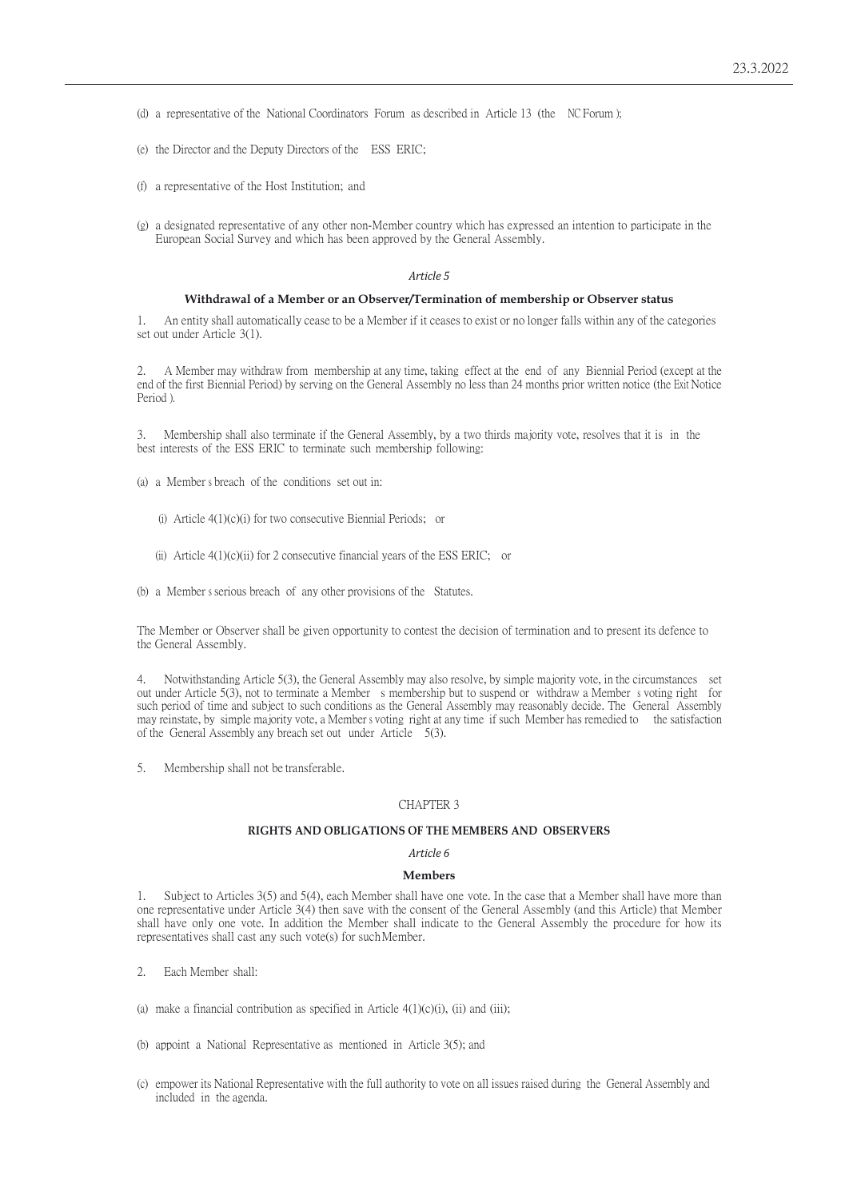(d) a representative of the National Coordinators Forum as described in Article 13 (the NC Forum );

(e) the Director and the Deputy Directors of the ESS ERIC;

(f) a representative of the Host Institution; and

(g) a designated representative of any other non-Member country which has expressed an intention to participate in the European Social Survey and which has been approved by the General Assembly.

*Article 5*

**Withdrawal of a Member or an Observer/Termination of membership or Observer status**

1. An entity shall automatically cease to be a Member if it ceases to exist or no longer falls within any of the categories set out under Article 3(1).

2. A Member may withdraw from membership at any time, taking effect at the end of any Biennial Period (except at the end of the first Biennial Period) by serving on the General Assembly no less than 24 months prior written notice (the Exit Notice Period ).

3. Membership shall also terminate if the General Assembly, by a two thirds majority vote, resolves that it is in the best interests of the ESS ERIC to terminate such membership following:

(a) a Member s breach of the conditions set out in:

(i) Article 4(1)(c)(i) for two consecutive Biennial Periods; or

(ii) Article 4(1)(c)(ii) for 2 consecutive financial years of the ESS ERIC; or

(b) a Member s serious breach of any other provisions of the Statutes.

The Member or Observer shall be given opportunity to contest the decision of termination and to present its defence to the General Assembly.

4. Notwithstanding Article 5(3), the General Assembly may also resolve, by simple majority vote, in the circumstances set out under Article 5(3), not to terminate a Member s membership but to suspend or withdraw a Member s voting right for such period of time and subject to such conditions as the General Assembly may reasonably decide. The General Assembly may reinstate, by simple majority vote, a Member s voting right at any time if such Member has remedied to the satisfaction of the General Assembly any breach set out under Article 5(3).

5. Membership shall not be transferable.

CHAPTER 3

**RIGHTS AND OBLIGATIONS OF THE MEMBERS AND OBSERVERS**

*Article 6*

**Members**

1. Subject to Articles 3(5) and 5(4), each Member shall have one vote. In the case that a Member shall have more than one representative under Article 3(4) then save with the consent of the General Assembly (and this Article) that Member shall have only one vote. In addition the Member shall indicate to the General Assembly the procedure for how its representatives shall cast any such vote(s) for such Member.

2. Each Member shall:

(a) make a financial contribution as specified in Article 4(1)(c)(i), (ii) and (iii);

(b) appoint a National Representative as mentioned in Article 3(5); and

(c) empower its National Representative with the full authority to vote on all issues raised during the General Assembly and included in the agenda.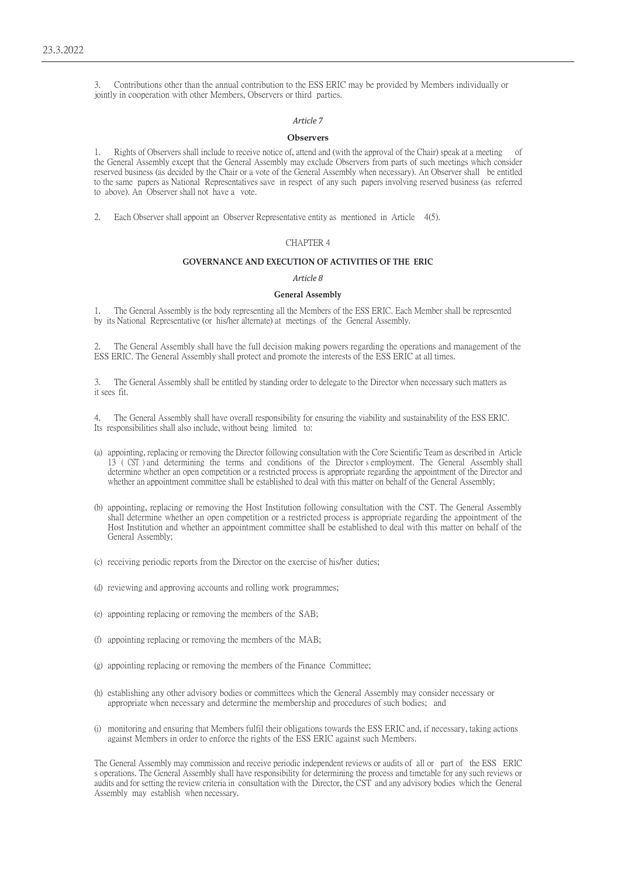3. Contributions other than the annual contribution to the ESS ERIC may be provided by Members individually or jointly in cooperation with other Members, Observers or third parties.

*Article 7*

**Observers**

1. Rights of Observers shall include to receive notice of, attend and (with the approval of the Chair) speak at a meeting of the General Assembly except that the General Assembly may exclude Observers from parts of such meetings which consider reserved business (as decided by the Chair or a vote of the General Assembly when necessary). An Observer shall be entitled to the same papers as National Representatives save in respect of any such papers involving reserved business (as referred to above). An Observer shall not have a vote.

2. Each Observer shall appoint an Observer Representative entity as mentioned in Article 4(5).

CHAPTER 4

**GOVERNANCE AND EXECUTION OF ACTIVITIES OF THE ERIC**

*Article 8*

**General Assembly**

1. The General Assembly is the body representing all the Members of the ESS ERIC. Each Member shall be represented by its National Representative (or his/her alternate) at meetings of the General Assembly.

2. The General Assembly shall have the full decision making powers regarding the operations and management of the ESS ERIC. The General Assembly shall protect and promote the interests of the ESS ERIC at all times.

3. The General Assembly shall be entitled by standing order to delegate to the Director when necessary such matters as it sees fit.

4. The General Assembly shall have overall responsibility for ensuring the viability and sustainability of the ESS ERIC. Its responsibilities shall also include, without being limited to:

(a) appointing, replacing or removing the Director following consultation with the Core Scientific Team as described in Article 13 ( CST ) and determining the terms and conditions of the Director s employment. The General Assembly shall determine whether an open competition or a restricted process is appropriate regarding the appointment of the Director and whether an appointment committee shall be established to deal with this matter on behalf of the General Assembly;

(b) appointing, replacing or removing the Host Institution following consultation with the CST. The General Assembly shall determine whether an open competition or a restricted process is appropriate regarding the appointment of the Host Institution and whether an appointment committee shall be established to deal with this matter on behalf of the General Assembly;

(c) receiving periodic reports from the Director on the exercise of his/her duties;

(d) reviewing and approving accounts and rolling work programmes;

(e) appointing replacing or removing the members of the SAB;

(f) appointing replacing or removing the members of the MAB;

(g) appointing replacing or removing the members of the Finance Committee;

(h) establishing any other advisory bodies or committees which the General Assembly may consider necessary or appropriate when necessary and determine the membership and procedures of such bodies; and

(i) monitoring and ensuring that Members fulfil their obligations towards the ESS ERIC and, if necessary, taking actions against Members in order to enforce the rights of the ESS ERIC against such Members.

The General Assembly may commission and receive periodic independent reviews or audits of all or part of the ESS ERIC s operations. The General Assembly shall have responsibility for determining the process and timetable for any such reviews or audits and for setting the review criteria in consultation with the Director, the CST and any advisory bodies which the General Assembly may establish when necessary.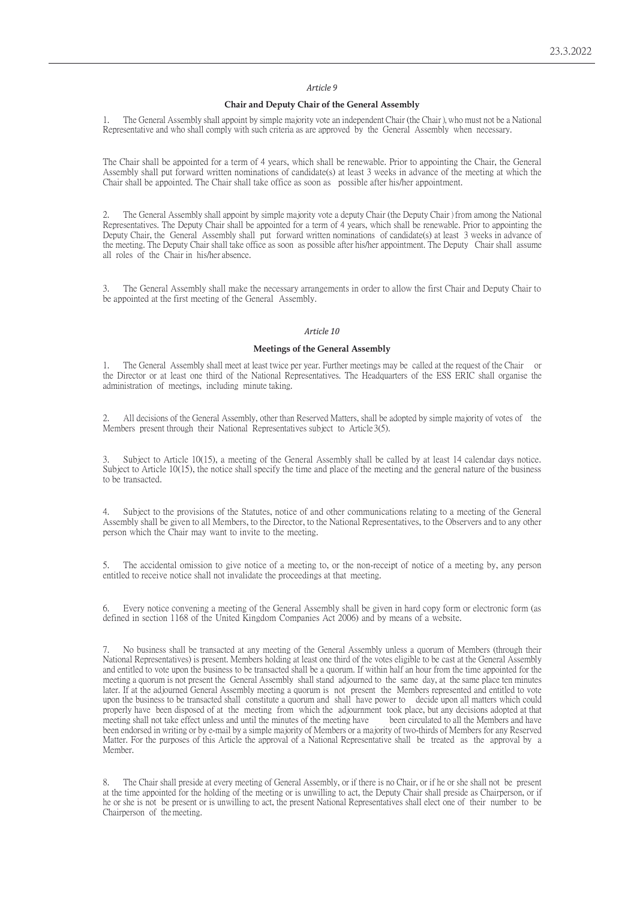*Article 9*

**Chair and Deputy Chair of the General Assembly**

1. The General Assembly shall appoint by simple majority vote an independent Chair (the Chair ), who must not be a National Representative and who shall comply with such criteria as are approved by the General Assembly when necessary.

The Chair shall be appointed for a term of 4 years, which shall be renewable. Prior to appointing the Chair, the General Assembly shall put forward written nominations of candidate(s) at least 3 weeks in advance of the meeting at which the Chair shall be appointed. The Chair shall take office as soon as possible after his/her appointment.

2. The General Assembly shall appoint by simple majority vote a deputy Chair (the Deputy Chair ) from among the National Representatives. The Deputy Chair shall be appointed for a term of 4 years, which shall be renewable. Prior to appointing the Deputy Chair, the General Assembly shall put forward written nominations of candidate(s) at least 3 weeks in advance of the meeting. The Deputy Chair shall take office as soon as possible after his/her appointment. The Deputy Chair shall assume all roles of the Chair in his/her absence.

3. The General Assembly shall make the necessary arrangements in order to allow the first Chair and Deputy Chair to be appointed at the first meeting of the General Assembly.

*Article 10*

**Meetings of the General Assembly**

1. The General Assembly shall meet at least twice per year. Further meetings may be called at the request of the Chair or the Director or at least one third of the National Representatives. The Headquarters of the ESS ERIC shall organise the administration of meetings, including minute taking.

2. All decisions of the General Assembly, other than Reserved Matters, shall be adopted by simple majority of votes of the Members present through their National Representatives subject to Article 3(5).

3. Subject to Article 10(15), a meeting of the General Assembly shall be called by at least 14 calendar days notice. Subject to Article 10(15), the notice shall specify the time and place of the meeting and the general nature of the business to be transacted.

4. Subject to the provisions of the Statutes, notice of and other communications relating to a meeting of the General Assembly shall be given to all Members, to the Director, to the National Representatives, to the Observers and to any other person which the Chair may want to invite to the meeting.

5. The accidental omission to give notice of a meeting to, or the non-receipt of notice of a meeting by, any person entitled to receive notice shall not invalidate the proceedings at that meeting.

6. Every notice convening a meeting of the General Assembly shall be given in hard copy form or electronic form (as defined in section 1168 of the United Kingdom Companies Act 2006) and by means of a website.

7. No business shall be transacted at any meeting of the General Assembly unless a quorum of Members (through their National Representatives) is present. Members holding at least one third of the votes eligible to be cast at the General Assembly and entitled to vote upon the business to be transacted shall be a quorum. If within half an hour from the time appointed for the meeting a quorum is not present the General Assembly shall stand adjourned to the same day, at the same place ten minutes later. If at the adjourned General Assembly meeting a quorum is not present the Members represented and entitled to vote upon the business to be transacted shall constitute a quorum and shall have power to decide upon all matters which could properly have been disposed of at the meeting from which the adjournment took place, but any decisions adopted at that meeting shall not take effect unless and until the minutes of the meeting have been circulated to all the Members and have been endorsed in writing or by e-mail by a simple majority of Members or a majority of two-thirds of Members for any Reserved Matter. For the purposes of this Article the approval of a National Representative shall be treated as the approval by a Member.

8. The Chair shall preside at every meeting of General Assembly, or if there is no Chair, or if he or she shall not be present at the time appointed for the holding of the meeting or is unwilling to act, the Deputy Chair shall preside as Chairperson, or if he or she is not be present or is unwilling to act, the present National Representatives shall elect one of their number to be Chairperson of the meeting.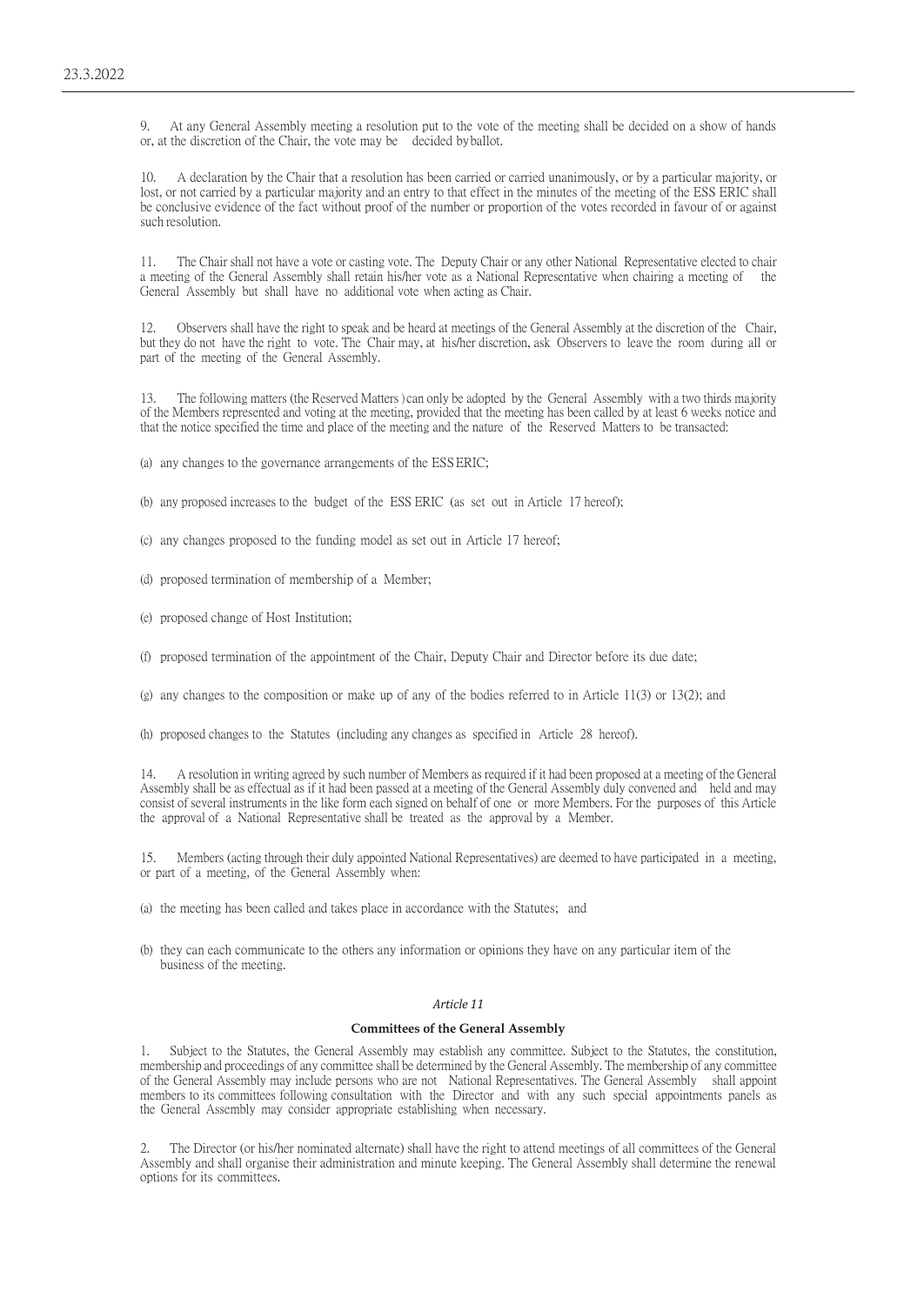9. At any General Assembly meeting a resolution put to the vote of the meeting shall be decided on a show of hands or, at the discretion of the Chair, the vote may be decided by ballot.

10. A declaration by the Chair that a resolution has been carried or carried unanimously, or by a particular majority, or lost, or not carried by a particular majority and an entry to that effect in the minutes of the meeting of the ESS ERIC shall be conclusive evidence of the fact without proof of the number or proportion of the votes recorded in favour of or against such resolution.

11. The Chair shall not have a vote or casting vote. The Deputy Chair or any other National Representative elected to chair a meeting of the General Assembly shall retain his/her vote as a National Representative when chairing a meeting of the General Assembly but shall have no additional vote when acting as Chair.

12. Observers shall have the right to speak and be heard at meetings of the General Assembly at the discretion of the Chair, but they do not have the right to vote. The Chair may, at his/her discretion, ask Observers to leave the room during all or part of the meeting of the General Assembly.

13. The following matters (the Reserved Matters ) can only be adopted by the General Assembly with a two thirds majority of the Members represented and voting at the meeting, provided that the meeting has been called by at least 6 weeks notice and that the notice specified the time and place of the meeting and the nature of the Reserved Matters to be transacted:

(a) any changes to the governance arrangements of the ESS ERIC;

(b) any proposed increases to the budget of the ESS ERIC (as set out in Article 17 hereof);

(c) any changes proposed to the funding model as set out in Article 17 hereof;

(d) proposed termination of membership of a Member;

(e) proposed change of Host Institution;

(f) proposed termination of the appointment of the Chair, Deputy Chair and Director before its due date;

(g) any changes to the composition or make up of any of the bodies referred to in Article 11(3) or 13(2); and

(h) proposed changes to the Statutes (including any changes as specified in Article 28 hereof).

14. A resolution in writing agreed by such number of Members as required if it had been proposed at a meeting of the General Assembly shall be as effectual as if it had been passed at a meeting of the General Assembly duly convened and held and may consist of several instruments in the like form each signed on behalf of one or more Members. For the purposes of this Article the approval of a National Representative shall be treated as the approval by a Member.

15. Members (acting through their duly appointed National Representatives) are deemed to have participated in a meeting, or part of a meeting, of the General Assembly when:

(a) the meeting has been called and takes place in accordance with the Statutes; and

(b) they can each communicate to the others any information or opinions they have on any particular item of the business of the meeting.

*Article 11*

**Committees of the General Assembly**

1. Subject to the Statutes, the General Assembly may establish any committee. Subject to the Statutes, the constitution, membership and proceedings of any committee shall be determined by the General Assembly. The membership of any committee of the General Assembly may include persons who are not National Representatives. The General Assembly shall appoint members to its committees following consultation with the Director and with any such special appointments panels as the General Assembly may consider appropriate establishing when necessary.

2. The Director (or his/her nominated alternate) shall have the right to attend meetings of all committees of the General Assembly and shall organise their administration and minute keeping. The General Assembly shall determine the renewal options for its committees.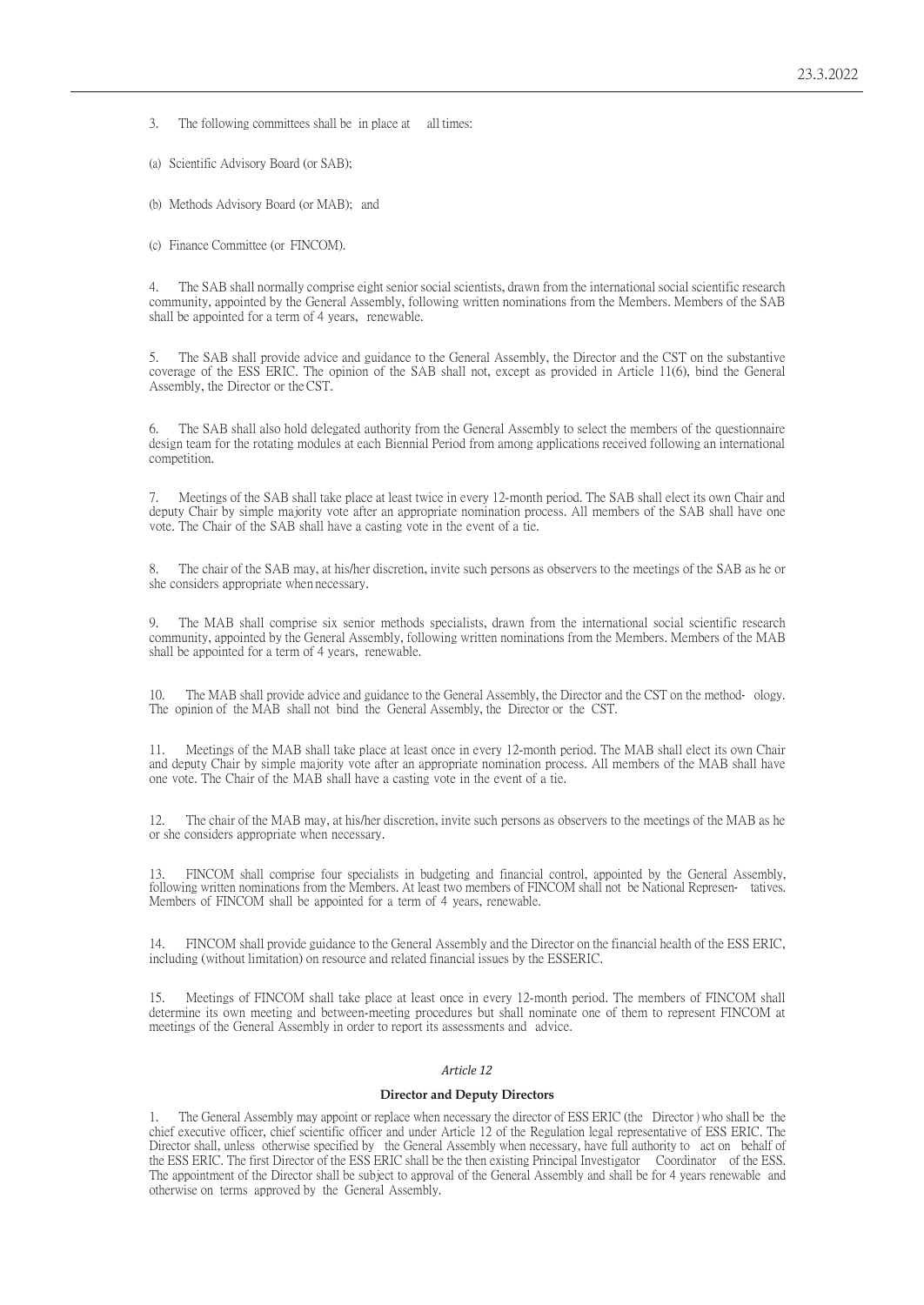3. The following committees shall be in place at all times:

(a) Scientific Advisory Board (or SAB);

(b) Methods Advisory Board (or MAB); and

(c) Finance Committee (or FINCOM).

4. The SAB shall normally comprise eight senior social scientists, drawn from the international social scientific research community, appointed by the General Assembly, following written nominations from the Members. Members of the SAB shall be appointed for a term of 4 years, renewable.

5. The SAB shall provide advice and guidance to the General Assembly, the Director and the CST on the substantive coverage of the ESS ERIC. The opinion of the SAB shall not, except as provided in Article 11(6), bind the General Assembly, the Director or the CST.

6. The SAB shall also hold delegated authority from the General Assembly to select the members of the questionnaire design team for the rotating modules at each Biennial Period from among applications received following an international competition.

7. Meetings of the SAB shall take place at least twice in every 12-month period. The SAB shall elect its own Chair and deputy Chair by simple majority vote after an appropriate nomination process. All members of the SAB shall have one vote. The Chair of the SAB shall have a casting vote in the event of a tie.

8. The chair of the SAB may, at his/her discretion, invite such persons as observers to the meetings of the SAB as he or she considers appropriate when necessary.

9. The MAB shall comprise six senior methods specialists, drawn from the international social scientific research community, appointed by the General Assembly, following written nominations from the Members. Members of the MAB shall be appointed for a term of 4 years, renewable.

10. The MAB shall provide advice and guidance to the General Assembly, the Director and the CST on the method- ology. The opinion of the MAB shall not bind the General Assembly, the Director or the CST.

11. Meetings of the MAB shall take place at least once in every 12-month period. The MAB shall elect its own Chair and deputy Chair by simple majority vote after an appropriate nomination process. All members of the MAB shall have one vote. The Chair of the MAB shall have a casting vote in the event of a tie.

12. The chair of the MAB may, at his/her discretion, invite such persons as observers to the meetings of the MAB as he or she considers appropriate when necessary.

13. FINCOM shall comprise four specialists in budgeting and financial control, appointed by the General Assembly, following written nominations from the Members. At least two members of FINCOM shall not be National Represen- tatives. Members of FINCOM shall be appointed for a term of 4 years, renewable.

14. FINCOM shall provide guidance to the General Assembly and the Director on the financial health of the ESS ERIC, including (without limitation) on resource and related financial issues by the ESSERIC.

15. Meetings of FINCOM shall take place at least once in every 12-month period. The members of FINCOM shall determine its own meeting and between-meeting procedures but shall nominate one of them to represent FINCOM at meetings of the General Assembly in order to report its assessments and advice.

*Article 12*

**Director and Deputy Directors**

1. The General Assembly may appoint or replace when necessary the director of ESS ERIC (the Director ) who shall be the chief executive officer, chief scientific officer and under Article 12 of the Regulation legal representative of ESS ERIC. The Director shall, unless otherwise specified by the General Assembly when necessary, have full authority to act on behalf of the ESS ERIC. The first Director of the ESS ERIC shall be the then existing Principal Investigator Coordinator of the ESS. The appointment of the Director shall be subject to approval of the General Assembly and shall be for 4 years renewable and otherwise on terms approved by the General Assembly.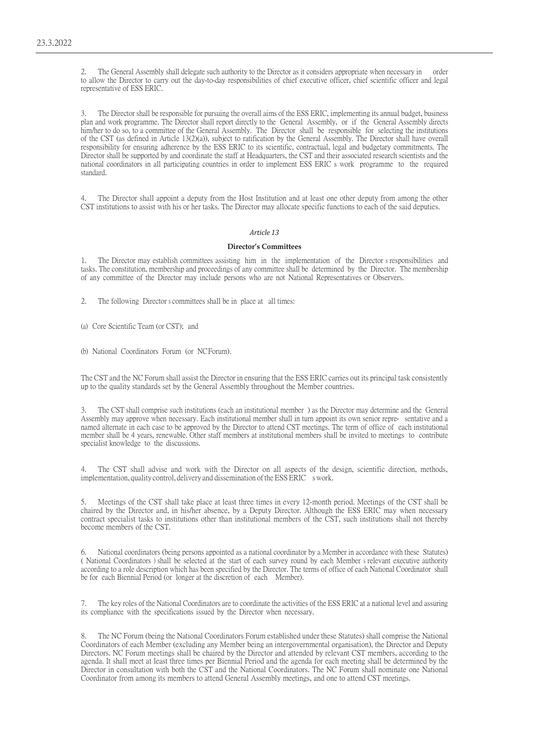2. The General Assembly shall delegate such authority to the Director as it considers appropriate when necessary in order to allow the Director to carry out the day-to-day responsibilities of chief executive officer, chief scientific officer and legal representative of ESS ERIC.

3. The Director shall be responsible for pursuing the overall aims of the ESS ERIC, implementing its annual budget, business plan and work programme. The Director shall report directly to the General Assembly, or if the General Assembly directs him/her to do so, to a committee of the General Assembly. The Director shall be responsible for selecting the institutions of the CST (as defined in Article 13(2)(a)), subject to ratification by the General Assembly. The Director shall have overall responsibility for ensuring adherence by the ESS ERIC to its scientific, contractual, legal and budgetary commitments. The Director shall be supported by and coordinate the staff at Headquarters, the CST and their associated research scientists and the national coordinators in all participating countries in order to implement ESS ERIC s work programme to the required standard.

4. The Director shall appoint a deputy from the Host Institution and at least one other deputy from among the other CST institutions to assist with his or her tasks. The Director may allocate specific functions to each of the said deputies.

*Article 13*

**Director's Committees**

1. The Director may establish committees assisting him in the implementation of the Director s responsibilities and tasks. The constitution, membership and proceedings of any committee shall be determined by the Director. The membership of any committee of the Director may include persons who are not National Representatives or Observers.

2. The following Director s committees shall be in place at all times:

(a) Core Scientific Team (or CST); and

(b) National Coordinators Forum (or NC Forum).

The CST and the NC Forum shall assist the Director in ensuring that the ESS ERIC carries out its principal task consistently up to the quality standards set by the General Assembly throughout the Member countries.

3. The CST shall comprise such institutions (each an institutional member ) as the Director may determine and the General Assembly may approve when necessary. Each institutional member shall in turn appoint its own senior representative and a named alternate in each case to be approved by the Director to attend CST meetings. The term of office of each institutional member shall be 4 years, renewable. Other staff members at institutional members shall be invited to meetings to contribute specialist knowledge to the discussions.

4. The CST shall advise and work with the Director on all aspects of the design, scientific direction, methods, implementation, quality control, delivery and dissemination of the ESS ERIC s work.

5. Meetings of the CST shall take place at least three times in every 12-month period. Meetings of the CST shall be chaired by the Director and, in his/her absence, by a Deputy Director. Although the ESS ERIC may when necessary contract specialist tasks to institutions other than institutional members of the CST, such institutions shall not thereby become members of the CST.

6. National coordinators (being persons appointed as a national coordinator by a Member in accordance with these Statutes) ( National Coordinators ) shall be selected at the start of each survey round by each Member s relevant executive authority according to a role description which has been specified by the Director. The terms of office of each National Coordinator shall be for each Biennial Period (or longer at the discretion of each Member).

7. The key roles of the National Coordinators are to coordinate the activities of the ESS ERIC at a national level and assuring its compliance with the specifications issued by the Director when necessary.

8. The NC Forum (being the National Coordinators Forum established under these Statutes) shall comprise the National Coordinators of each Member (excluding any Member being an intergovernmental organisation), the Director and Deputy Directors. NC Forum meetings shall be chaired by the Director and attended by relevant CST members, according to the agenda. It shall meet at least three times per Biennial Period and the agenda for each meeting shall be determined by the Director in consultation with both the CST and the National Coordinators. The NC Forum shall nominate one National Coordinator from among its members to attend General Assembly meetings, and one to attend CST meetings.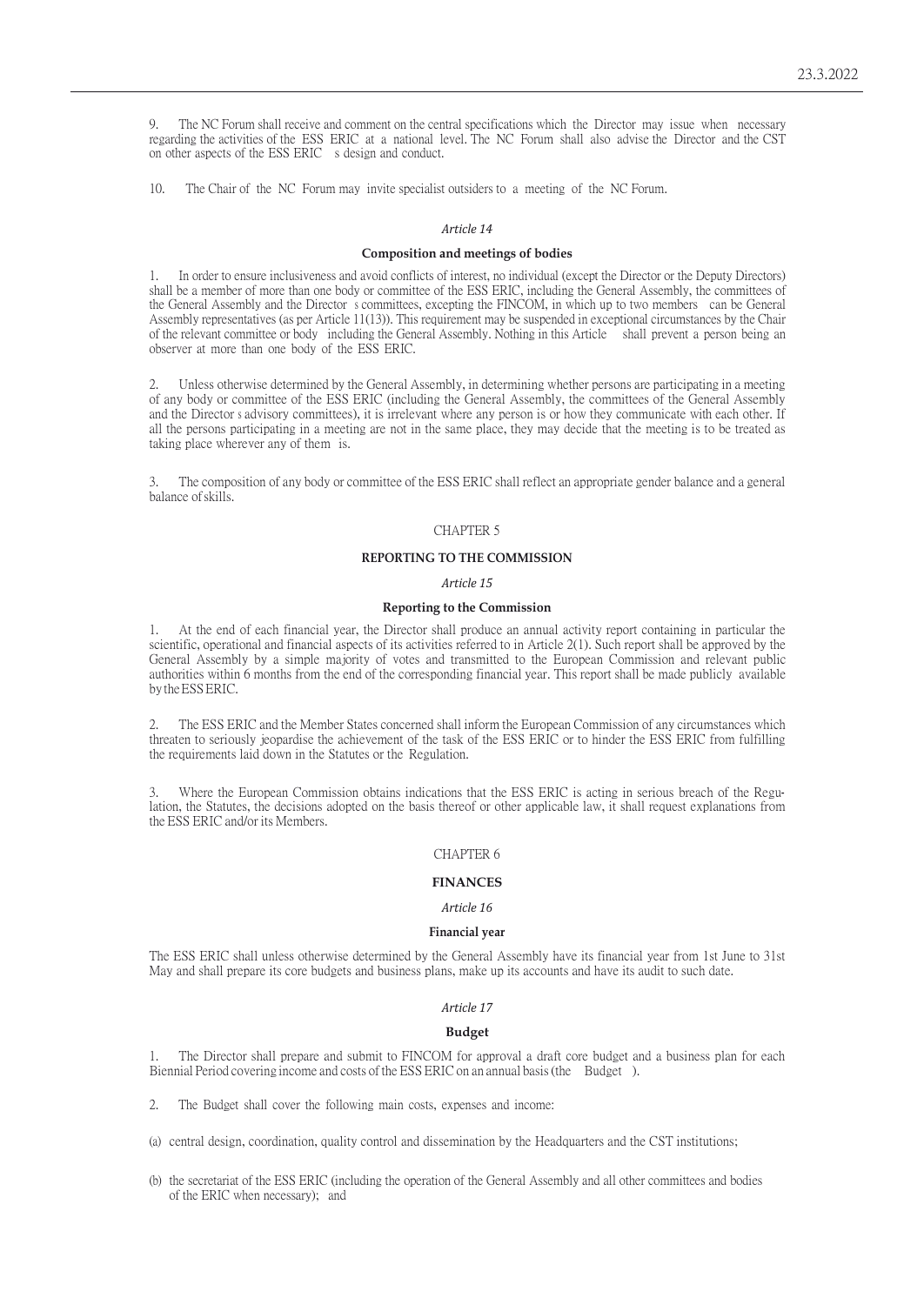9. The NC Forum shall receive and comment on the central specifications which the Director may issue when necessary regarding the activities of the ESS ERIC at a national level. The NC Forum shall also advise the Director and the CST on other aspects of the ESS ERIC s design and conduct.

10. The Chair of the NC Forum may invite specialist outsiders to a meeting of the NC Forum.

*Article 14*

**Composition and meetings of bodies**

1. In order to ensure inclusiveness and avoid conflicts of interest, no individual (except the Director or the Deputy Directors) shall be a member of more than one body or committee of the ESS ERIC, including the General Assembly, the committees of the General Assembly and the Director s committees, excepting the FINCOM, in which up to two members can be General Assembly representatives (as per Article 11(13)). This requirement may be suspended in exceptional circumstances by the Chair of the relevant committee or body including the General Assembly. Nothing in this Article shall prevent a person being an observer at more than one body of the ESS ERIC.

2. Unless otherwise determined by the General Assembly, in determining whether persons are participating in a meeting of any body or committee of the ESS ERIC (including the General Assembly, the committees of the General Assembly and the Director s advisory committees), it is irrelevant where any person is or how they communicate with each other. If all the persons participating in a meeting are not in the same place, they may decide that the meeting is to be treated as taking place wherever any of them is.

3. The composition of any body or committee of the ESS ERIC shall reflect an appropriate gender balance and a general balance of skills.

CHAPTER 5

**REPORTING TO THE COMMISSION**

*Article 15*

**Reporting to the Commission**

1. At the end of each financial year, the Director shall produce an annual activity report containing in particular the scientific, operational and financial aspects of its activities referred to in Article 2(1). Such report shall be approved by the General Assembly by a simple majority of votes and transmitted to the European Commission and relevant public authorities within 6 months from the end of the corresponding financial year. This report shall be made publicly available by the ESS ERIC.

2. The ESS ERIC and the Member States concerned shall inform the European Commission of any circumstances which threaten to seriously jeopardise the achievement of the task of the ESS ERIC or to hinder the ESS ERIC from fulfilling the requirements laid down in the Statutes or the Regulation.

3. Where the European Commission obtains indications that the ESS ERIC is acting in serious breach of the Regulation, the Statutes, the decisions adopted on the basis thereof or other applicable law, it shall request explanations from the ESS ERIC and/or its Members.

CHAPTER 6

**FINANCES**

*Article 16*

**Financial year**

The ESS ERIC shall unless otherwise determined by the General Assembly have its financial year from 1st June to 31st May and shall prepare its core budgets and business plans, make up its accounts and have its audit to such date.

*Article 17*

**Budget**

1. The Director shall prepare and submit to FINCOM for approval a draft core budget and a business plan for each Biennial Period covering income and costs of the ESS ERIC on an annual basis (the Budget ).

2. The Budget shall cover the following main costs, expenses and income:

(a) central design, coordination, quality control and dissemination by the Headquarters and the CST institutions;

(b) the secretariat of the ESS ERIC (including the operation of the General Assembly and all other committees and bodies of the ERIC when necessary); and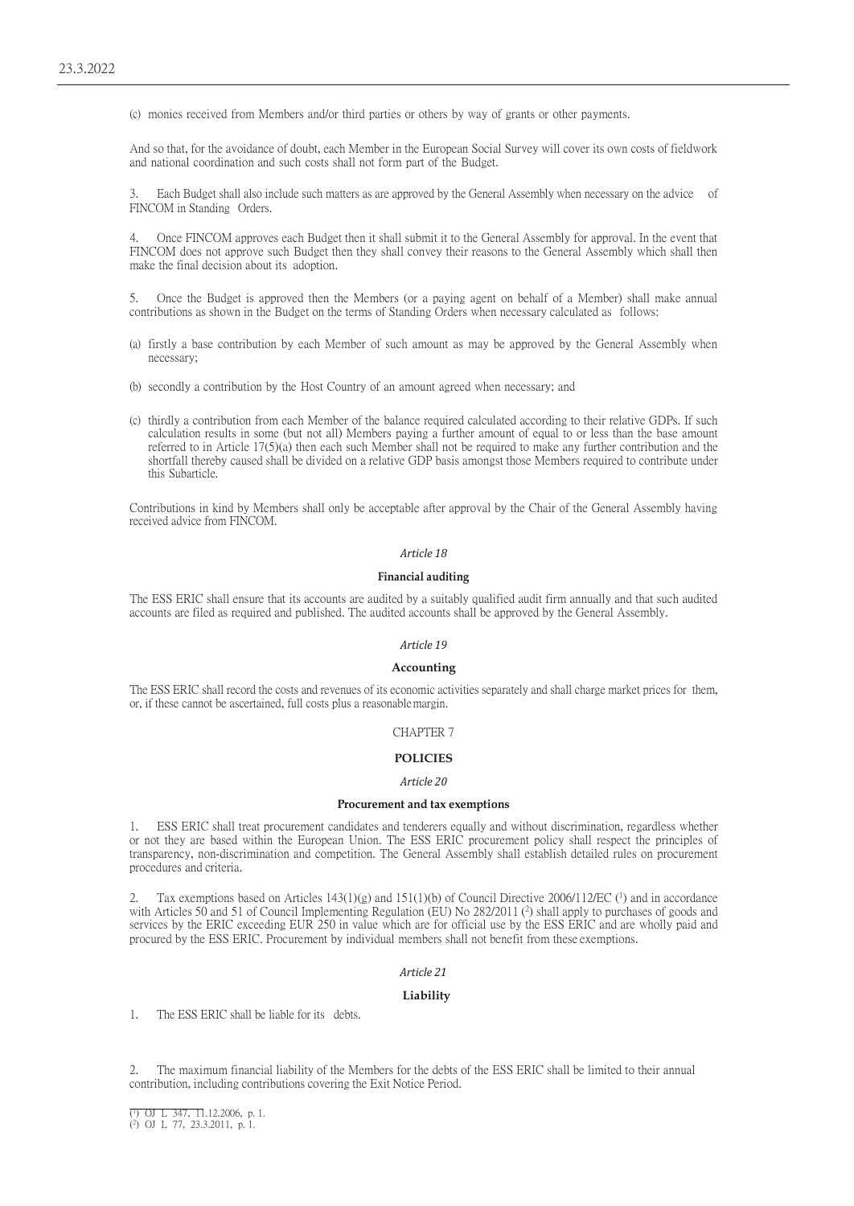(c) monies received from Members and/or third parties or others by way of grants or other payments.

And so that, for the avoidance of doubt, each Member in the European Social Survey will cover its own costs of fieldwork and national coordination and such costs shall not form part of the Budget.

3. Each Budget shall also include such matters as are approved by the General Assembly when necessary on the advice of FINCOM in Standing Orders.

4. Once FINCOM approves each Budget then it shall submit it to the General Assembly for approval. In the event that FINCOM does not approve such Budget then they shall convey their reasons to the General Assembly which shall then make the final decision about its adoption.

5. Once the Budget is approved then the Members (or a paying agent on behalf of a Member) shall make annual contributions as shown in the Budget on the terms of Standing Orders when necessary calculated as follows:

(a) firstly a base contribution by each Member of such amount as may be approved by the General Assembly when necessary;

(b) secondly a contribution by the Host Country of an amount agreed when necessary; and

(c) thirdly a contribution from each Member of the balance required calculated according to their relative GDPs. If such calculation results in some (but not all) Members paying a further amount of equal to or less than the base amount referred to in Article 17(5)(a) then each such Member shall not be required to make any further contribution and the shortfall thereby caused shall be divided on a relative GDP basis amongst those Members required to contribute under this Subarticle.

Contributions in kind by Members shall only be acceptable after approval by the Chair of the General Assembly having received advice from FINCOM.

*Article 18*

**Financial auditing**

The ESS ERIC shall ensure that its accounts are audited by a suitably qualified audit firm annually and that such audited accounts are filed as required and published. The audited accounts shall be approved by the General Assembly.

*Article 19*

**Accounting**

The ESS ERIC shall record the costs and revenues of its economic activities separately and shall charge market prices for them, or, if these cannot be ascertained, full costs plus a reasonable margin.

CHAPTER 7

**POLICIES**

*Article 20*

**Procurement and tax exemptions**

1. ESS ERIC shall treat procurement candidates and tenderers equally and without discrimination, regardless whether or not they are based within the European Union. The ESS ERIC procurement policy shall respect the principles of transparency, non-discrimination and competition. The General Assembly shall establish detailed rules on procurement procedures and criteria.

2. Tax exemptions based on Articles 143(1)(g) and 151(1)(b) of Council Directive 2006/112/EC ([1]) and in accordance with Articles 50 and 51 of Council Implementing Regulation (EU) No 282/2011 ([2]) shall apply to purchases of goods and services by the ERIC exceeding EUR 250 in value which are for official use by the ESS ERIC and are wholly paid and procured by the ESS ERIC. Procurement by individual members shall not benefit from these exemptions.

*Article 21*

**Liability**

1. The ESS ERIC shall be liable for its debts.

2. The maximum financial liability of the Members for the debts of the ESS ERIC shall be limited to their annual contribution, including contributions covering the Exit Notice Period.

([1]) OJ L 347, 11.12.2006, p. 1.
([2]) OJ L 77, 23.3.2011, p. 1.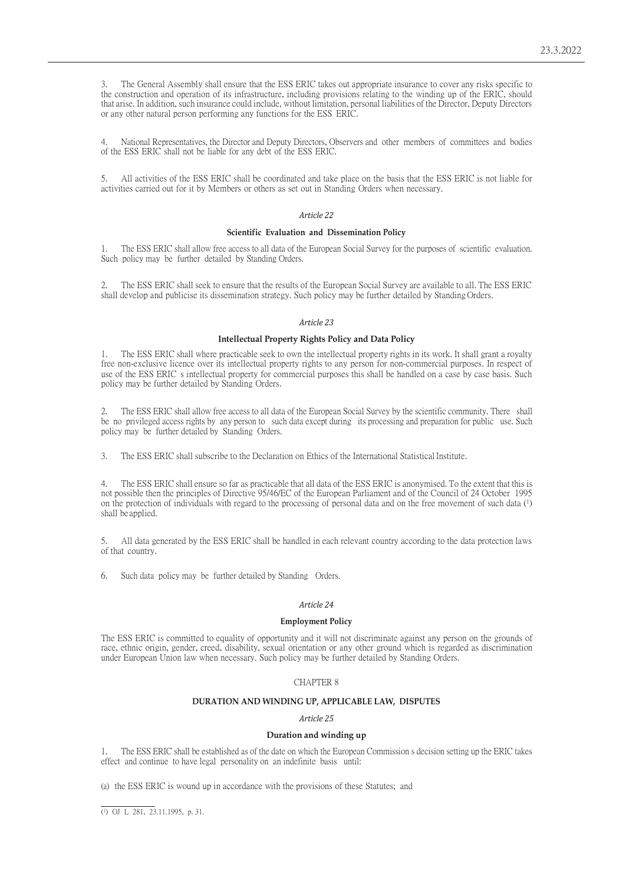3. The General Assembly shall ensure that the ESS ERIC takes out appropriate insurance to cover any risks specific to the construction and operation of its infrastructure, including provisions relating to the winding up of the ERIC, should that arise. In addition, such insurance could include, without limitation, personal liabilities of the Director, Deputy Directors or any other natural person performing any functions for the ESS ERIC.

4. National Representatives, the Director and Deputy Directors, Observers and other members of committees and bodies of the ESS ERIC shall not be liable for any debt of the ESS ERIC.

5. All activities of the ESS ERIC shall be coordinated and take place on the basis that the ESS ERIC is not liable for activities carried out for it by Members or others as set out in Standing Orders when necessary.

*Article 22*

**Scientific Evaluation and Dissemination Policy**

1. The ESS ERIC shall allow free access to all data of the European Social Survey for the purposes of scientific evaluation. Such policy may be further detailed by Standing Orders.

2. The ESS ERIC shall seek to ensure that the results of the European Social Survey are available to all. The ESS ERIC shall develop and publicise its dissemination strategy. Such policy may be further detailed by Standing Orders.

*Article 23*

**Intellectual Property Rights Policy and Data Policy**

1. The ESS ERIC shall where practicable seek to own the intellectual property rights in its work. It shall grant a royalty free non-exclusive licence over its intellectual property rights to any person for non-commercial purposes. In respect of use of the ESS ERIC s intellectual property for commercial purposes this shall be handled on a case by case basis. Such policy may be further detailed by Standing Orders.

2. The ESS ERIC shall allow free access to all data of the European Social Survey by the scientific community. There shall be no privileged access rights by any person to such data except during its processing and preparation for public use. Such policy may be further detailed by Standing Orders.

3. The ESS ERIC shall subscribe to the Declaration on Ethics of the International Statistical Institute.

4. The ESS ERIC shall ensure so far as practicable that all data of the ESS ERIC is anonymised. To the extent that this is not possible then the principles of Directive 95/46/EC of the European Parliament and of the Council of 24 October 1995 on the protection of individuals with regard to the processing of personal data and on the free movement of such data [1] shall be applied.

5. All data generated by the ESS ERIC shall be handled in each relevant country according to the data protection laws of that country.

6. Such data policy may be further detailed by Standing Orders.

*Article 24*

**Employment Policy**

The ESS ERIC is committed to equality of opportunity and it will not discriminate against any person on the grounds of race, ethnic origin, gender, creed, disability, sexual orientation or any other ground which is regarded as discrimination under European Union law when necessary. Such policy may be further detailed by Standing Orders.

CHAPTER 8

**DURATION AND WINDING UP, APPLICABLE LAW, DISPUTES**

*Article 25*

**Duration and winding up**

1. The ESS ERIC shall be established as of the date on which the European Commission s decision setting up the ERIC takes effect and continue to have legal personality on an indefinite basis until:

(a) the ESS ERIC is wound up in accordance with the provisions of these Statutes; and

---

[1] OJ L 281, 23.11.1995, p. 31.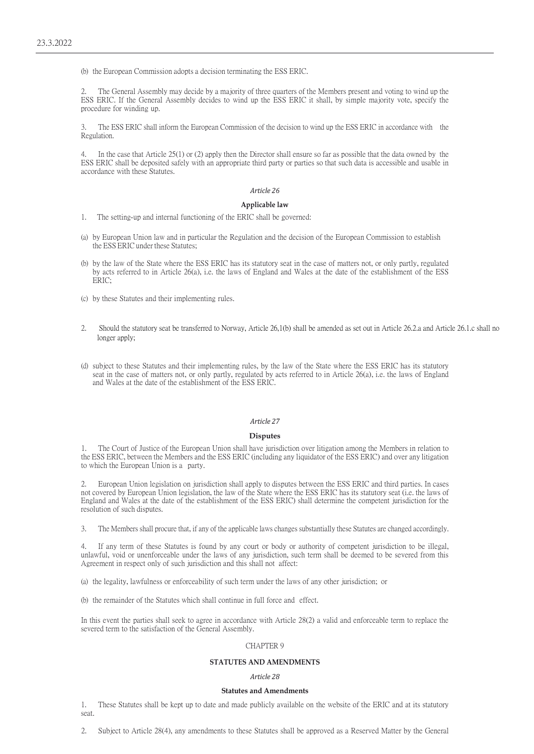(b) the European Commission adopts a decision terminating the ESS ERIC.

2. The General Assembly may decide by a majority of three quarters of the Members present and voting to wind up the ESS ERIC. If the General Assembly decides to wind up the ESS ERIC it shall, by simple majority vote, specify the procedure for winding up.

3. The ESS ERIC shall inform the European Commission of the decision to wind up the ESS ERIC in accordance with the Regulation.

4. In the case that Article 25(1) or (2) apply then the Director shall ensure so far as possible that the data owned by the ESS ERIC shall be deposited safely with an appropriate third party or parties so that such data is accessible and usable in accordance with these Statutes.

*Article 26*

**Applicable law**

1. The setting-up and internal functioning of the ERIC shall be governed:

(a) by European Union law and in particular the Regulation and the decision of the European Commission to establish the ESS ERIC under these Statutes;

(b) by the law of the State where the ESS ERIC has its statutory seat in the case of matters not, or only partly, regulated by acts referred to in Article 26(a), i.e. the laws of England and Wales at the date of the establishment of the ESS ERIC;

(c) by these Statutes and their implementing rules.

2. Should the statutory seat be transferred to Norway, Article 26,1(b) shall be amended as set out in Article 26.2.a and Article 26.1.c shall no longer apply;

(d) subject to these Statutes and their implementing rules, by the law of the State where the ESS ERIC has its statutory seat in the case of matters not, or only partly, regulated by acts referred to in Article 26(a), i.e. the laws of England and Wales at the date of the establishment of the ESS ERIC.

*Article 27*

**Disputes**

1. The Court of Justice of the European Union shall have jurisdiction over litigation among the Members in relation to the ESS ERIC, between the Members and the ESS ERIC (including any liquidator of the ESS ERIC) and over any litigation to which the European Union is a party.

2. European Union legislation on jurisdiction shall apply to disputes between the ESS ERIC and third parties. In cases not covered by European Union legislation, the law of the State where the ESS ERIC has its statutory seat (i.e. the laws of England and Wales at the date of the establishment of the ESS ERIC) shall determine the competent jurisdiction for the resolution of such disputes.

3. The Members shall procure that, if any of the applicable laws changes substantially these Statutes are changed accordingly.

4. If any term of these Statutes is found by any court or body or authority of competent jurisdiction to be illegal, unlawful, void or unenforceable under the laws of any jurisdiction, such term shall be deemed to be severed from this Agreement in respect only of such jurisdiction and this shall not affect:

(a) the legality, lawfulness or enforceability of such term under the laws of any other jurisdiction; or

(b) the remainder of the Statutes which shall continue in full force and effect.

In this event the parties shall seek to agree in accordance with Article 28(2) a valid and enforceable term to replace the severed term to the satisfaction of the General Assembly.

CHAPTER 9

**STATUTES AND AMENDMENTS**

*Article 28*

**Statutes and Amendments**

1. These Statutes shall be kept up to date and made publicly available on the website of the ERIC and at its statutory seat.

2. Subject to Article 28(4), any amendments to these Statutes shall be approved as a Reserved Matter by the General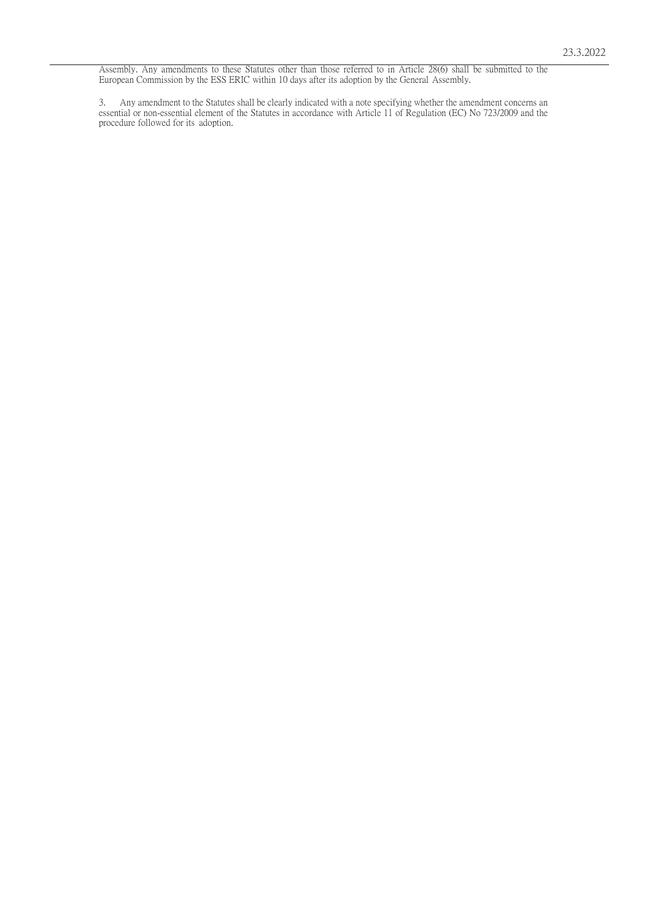Assembly. Any amendments to these Statutes other than those referred to in Article 28(6) shall be submitted to the European Commission by the ESS ERIC within 10 days after its adoption by the General Assembly.

3. Any amendment to the Statutes shall be clearly indicated with a note specifying whether the amendment concerns an essential or non-essential element of the Statutes in accordance with Article 11 of Regulation (EC) No 723/2009 and the procedure followed for its adoption.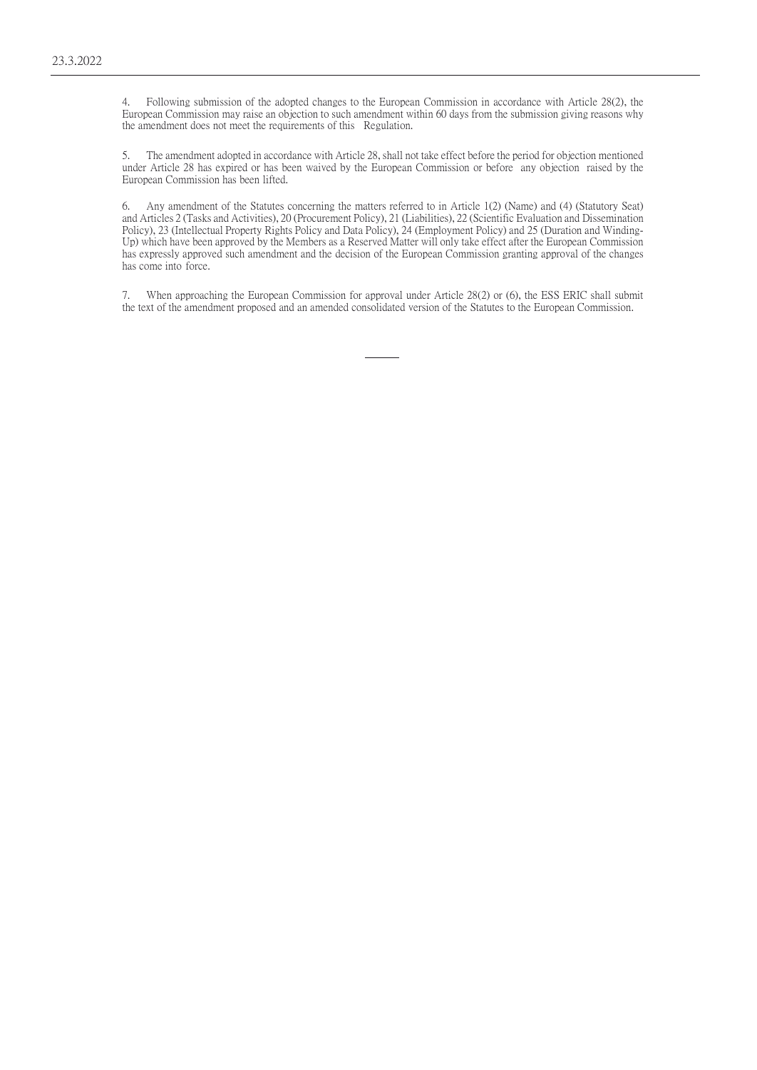4. Following submission of the adopted changes to the European Commission in accordance with Article 28(2), the European Commission may raise an objection to such amendment within 60 days from the submission giving reasons why the amendment does not meet the requirements of this Regulation.

5. The amendment adopted in accordance with Article 28, shall not take effect before the period for objection mentioned under Article 28 has expired or has been waived by the European Commission or before any objection raised by the European Commission has been lifted.

6. Any amendment of the Statutes concerning the matters referred to in Article 1(2) (Name) and (4) (Statutory Seat) and Articles 2 (Tasks and Activities), 20 (Procurement Policy), 21 (Liabilities), 22 (Scientific Evaluation and Dissemination Policy), 23 (Intellectual Property Rights Policy and Data Policy), 24 (Employment Policy) and 25 (Duration and Winding-Up) which have been approved by the Members as a Reserved Matter will only take effect after the European Commission has expressly approved such amendment and the decision of the European Commission granting approval of the changes has come into force.

7. When approaching the European Commission for approval under Article 28(2) or (6), the ESS ERIC shall submit the text of the amendment proposed and an amended consolidated version of the Statutes to the European Commission.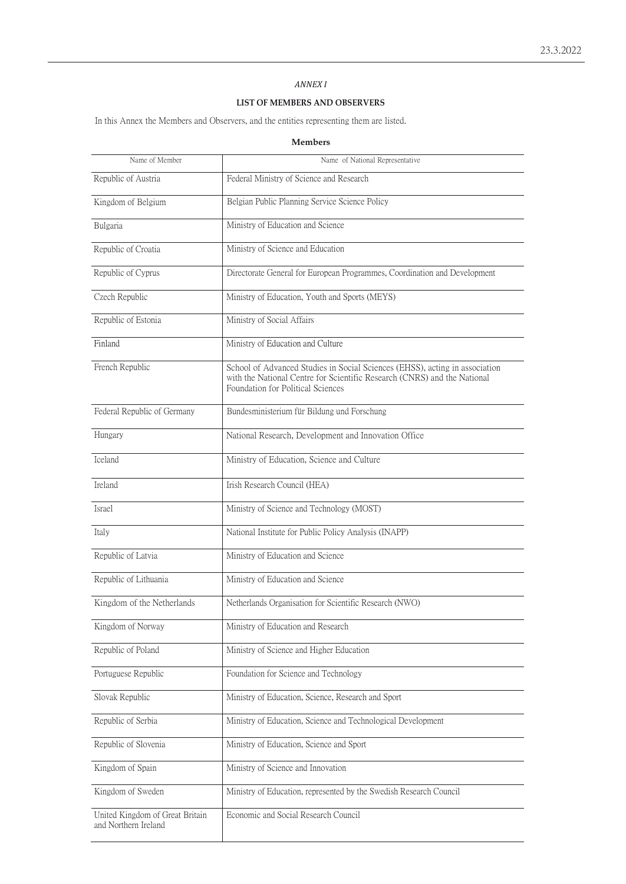*ANNEX I*

**LIST OF MEMBERS AND OBSERVERS**

In this Annex the Members and Observers, and the entities representing them are listed.

**Members**

| Name of Member | Name of National Representative |
|---|---|
| Republic of Austria | Federal Ministry of Science and Research |
| Kingdom of Belgium | Belgian Public Planning Service Science Policy |
| Bulgaria | Ministry of Education and Science |
| Republic of Croatia | Ministry of Science and Education |
| Republic of Cyprus | Directorate General for European Programmes, Coordination and Development |
| Czech Republic | Ministry of Education, Youth and Sports (MEYS) |
| Republic of Estonia | Ministry of Social Affairs |
| Finland | Ministry of Education and Culture |
| French Republic | School of Advanced Studies in Social Sciences (EHSS), acting in association with the National Centre for Scientific Research (CNRS) and the National Foundation for Political Sciences |
| Federal Republic of Germany | Bundesministerium für Bildung und Forschung |
| Hungary | National Research, Development and Innovation Office |
| Iceland | Ministry of Education, Science and Culture |
| Ireland | Irish Research Council (HEA) |
| Israel | Ministry of Science and Technology (MOST) |
| Italy | National Institute for Public Policy Analysis (INAPP) |
| Republic of Latvia | Ministry of Education and Science |
| Republic of Lithuania | Ministry of Education and Science |
| Kingdom of the Netherlands | Netherlands Organisation for Scientific Research (NWO) |
| Kingdom of Norway | Ministry of Education and Research |
| Republic of Poland | Ministry of Science and Higher Education |
| Portuguese Republic | Foundation for Science and Technology |
| Slovak Republic | Ministry of Education, Science, Research and Sport |
| Republic of Serbia | Ministry of Education, Science and Technological Development |
| Republic of Slovenia | Ministry of Education, Science and Sport |
| Kingdom of Spain | Ministry of Science and Innovation |
| Kingdom of Sweden | Ministry of Education, represented by the Swedish Research Council |
| United Kingdom of Great Britain and Northern Ireland | Economic and Social Research Council |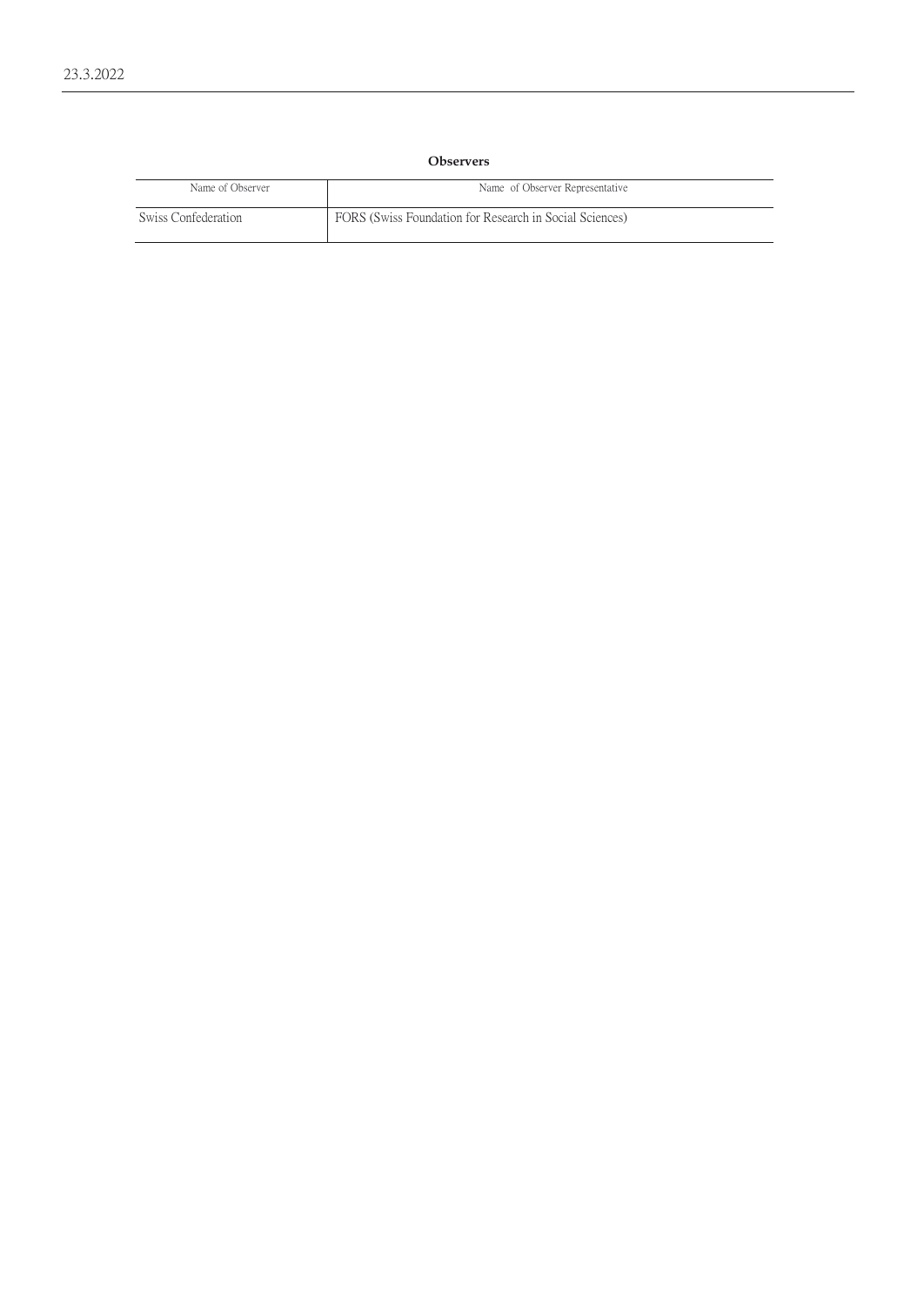**Observers**

| Name of Observer | Name of Observer Representative |
| --- | --- |
| Swiss Confederation | FORS (Swiss Foundation for Research in Social Sciences) |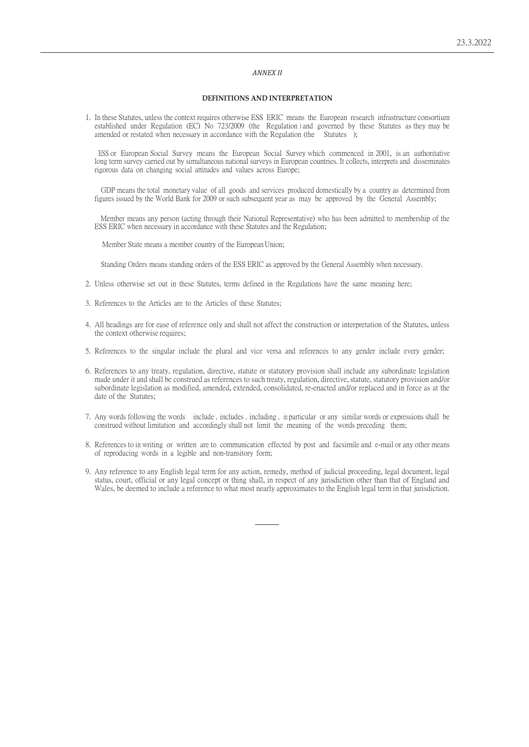*ANNEX II*

**DEFINITIONS AND INTERPRETATION**

1. In these Statutes, unless the context requires otherwise ESS ERIC means the European research infrastructure consortium established under Regulation (EC) No 723/2009 (the Regulation ) and governed by these Statutes as they may be amended or restated when necessary in accordance with the Regulation (the Statutes );

   ESS or European Social Survey means the European Social Survey which commenced in 2001, is an authoritative long term survey carried out by simultaneous national surveys in European countries. It collects, interprets and disseminates rigorous data on changing social attitudes and values across Europe;

   GDP means the total monetary value of all goods and services produced domestically by a country as determined from figures issued by the World Bank for 2009 or such subsequent year as may be approved by the General Assembly;

   Member means any person (acting through their National Representative) who has been admitted to membership of the ESS ERIC when necessary in accordance with these Statutes and the Regulation;

   Member State means a member country of the European Union;

   Standing Orders means standing orders of the ESS ERIC as approved by the General Assembly when necessary.

2. Unless otherwise set out in these Statutes, terms defined in the Regulations have the same meaning here;

3. References to the Articles are to the Articles of these Statutes;

4. All headings are for ease of reference only and shall not affect the construction or interpretation of the Statutes, unless the context otherwise requires;

5. References to the singular include the plural and vice versa and references to any gender include every gender;

6. References to any treaty, regulation, directive, statute or statutory provision shall include any subordinate legislation made under it and shall be construed as references to such treaty, regulation, directive, statute, statutory provision and/or subordinate legislation as modified, amended, extended, consolidated, re-enacted and/or replaced and in force as at the date of the Statutes;

7. Any words following the words include , includes , including , in particular or any similar words or expressions shall be construed without limitation and accordingly shall not limit the meaning of the words preceding them;

8. References to in writing or written are to communication effected by post and facsimile and e-mail or any other means of reproducing words in a legible and non-transitory form;

9. Any reference to any English legal term for any action, remedy, method of judicial proceeding, legal document, legal status, court, official or any legal concept or thing shall, in respect of any jurisdiction other than that of England and Wales, be deemed to include a reference to what most nearly approximates to the English legal term in that jurisdiction.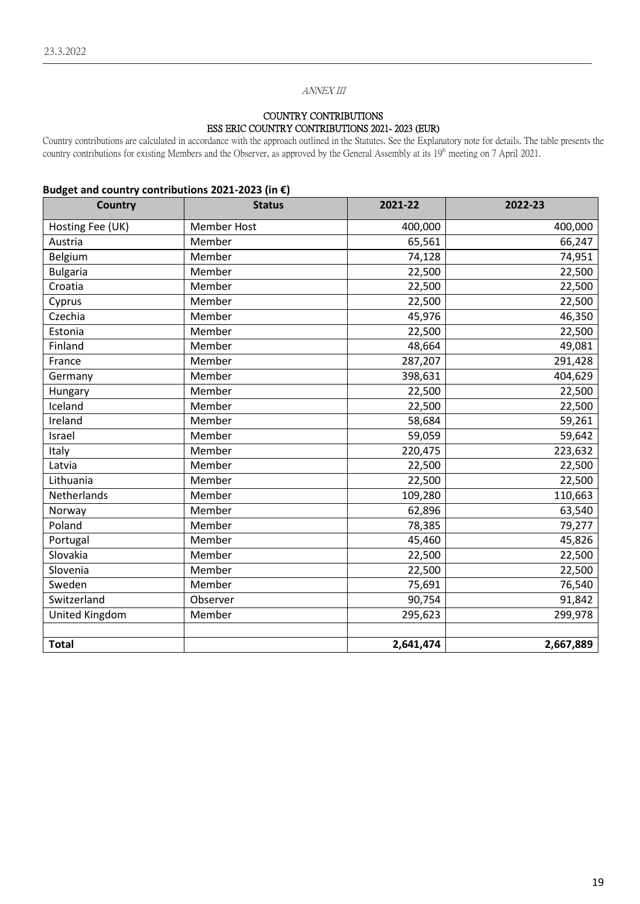*ANNEX III*

COUNTRY CONTRIBUTIONS

ESS ERIC COUNTRY CONTRIBUTIONS 2021- 2023 (EUR)

Country contributions are calculated in accordance with the approach outlined in the Statutes. See the Explanatory note for details. The table presents the country contributions for existing Members and the Observer, as approved by the General Assembly at its 19th meeting on 7 April 2021.

**Budget and country contributions 2021-2023 (in €)**

| Country | Status | 2021-22 | 2022-23 |
|---|---|---|---|
| Hosting Fee (UK) | Member Host | 400,000 | 400,000 |
| Austria | Member | 65,561 | 66,247 |
| Belgium | Member | 74,128 | 74,951 |
| Bulgaria | Member | 22,500 | 22,500 |
| Croatia | Member | 22,500 | 22,500 |
| Cyprus | Member | 22,500 | 22,500 |
| Czechia | Member | 45,976 | 46,350 |
| Estonia | Member | 22,500 | 22,500 |
| Finland | Member | 48,664 | 49,081 |
| France | Member | 287,207 | 291,428 |
| Germany | Member | 398,631 | 404,629 |
| Hungary | Member | 22,500 | 22,500 |
| Iceland | Member | 22,500 | 22,500 |
| Ireland | Member | 58,684 | 59,261 |
| Israel | Member | 59,059 | 59,642 |
| Italy | Member | 220,475 | 223,632 |
| Latvia | Member | 22,500 | 22,500 |
| Lithuania | Member | 22,500 | 22,500 |
| Netherlands | Member | 109,280 | 110,663 |
| Norway | Member | 62,896 | 63,540 |
| Poland | Member | 78,385 | 79,277 |
| Portugal | Member | 45,460 | 45,826 |
| Slovakia | Member | 22,500 | 22,500 |
| Slovenia | Member | 22,500 | 22,500 |
| Sweden | Member | 75,691 | 76,540 |
| Switzerland | Observer | 90,754 | 91,842 |
| United Kingdom | Member | 295,623 | 299,978 |
| | | | |
| **Total** | | **2,641,474** | **2,667,889** |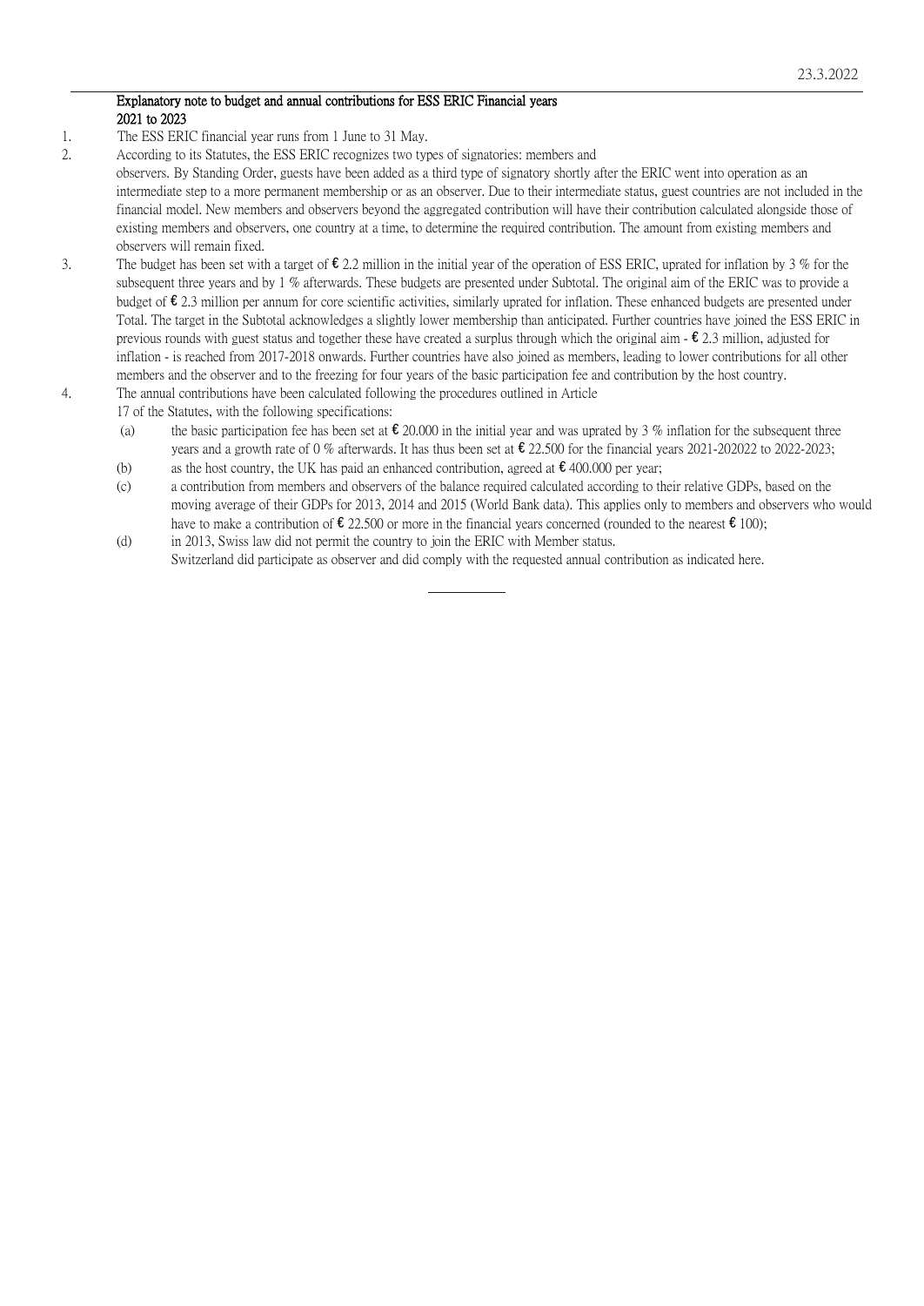23.3.2022

**Explanatory note to budget and annual contributions for ESS ERIC Financial years 2021 to 2023**

1. The ESS ERIC financial year runs from 1 June to 31 May.
2. According to its Statutes, the ESS ERIC recognizes two types of signatories: members and observers. By Standing Order, guests have been added as a third type of signatory shortly after the ERIC went into operation as an intermediate step to a more permanent membership or as an observer. Due to their intermediate status, guest countries are not included in the financial model. New members and observers beyond the aggregated contribution will have their contribution calculated alongside those of existing members and observers, one country at a time, to determine the required contribution. The amount from existing members and observers will remain fixed.
3. The budget has been set with a target of € 2.2 million in the initial year of the operation of ESS ERIC, uprated for inflation by 3 % for the subsequent three years and by 1 % afterwards. These budgets are presented under Subtotal. The original aim of the ERIC was to provide a budget of € 2.3 million per annum for core scientific activities, similarly uprated for inflation. These enhanced budgets are presented under Total. The target in the Subtotal acknowledges a slightly lower membership than anticipated. Further countries have joined the ESS ERIC in previous rounds with guest status and together these have created a surplus through which the original aim - € 2.3 million, adjusted for inflation - is reached from 2017-2018 onwards. Further countries have also joined as members, leading to lower contributions for all other members and the observer and to the freezing for four years of the basic participation fee and contribution by the host country.
4. The annual contributions have been calculated following the procedures outlined in Article 17 of the Statutes, with the following specifications:
   (a) the basic participation fee has been set at € 20.000 in the initial year and was uprated by 3 % inflation for the subsequent three years and a growth rate of 0 % afterwards. It has thus been set at € 22.500 for the financial years 2021-202022 to 2022-2023;
   (b) as the host country, the UK has paid an enhanced contribution, agreed at € 400.000 per year;
   (c) a contribution from members and observers of the balance required calculated according to their relative GDPs, based on the moving average of their GDPs for 2013, 2014 and 2015 (World Bank data). This applies only to members and observers who would have to make a contribution of € 22.500 or more in the financial years concerned (rounded to the nearest € 100);
   (d) in 2013, Swiss law did not permit the country to join the ERIC with Member status. Switzerland did participate as observer and did comply with the requested annual contribution as indicated here.